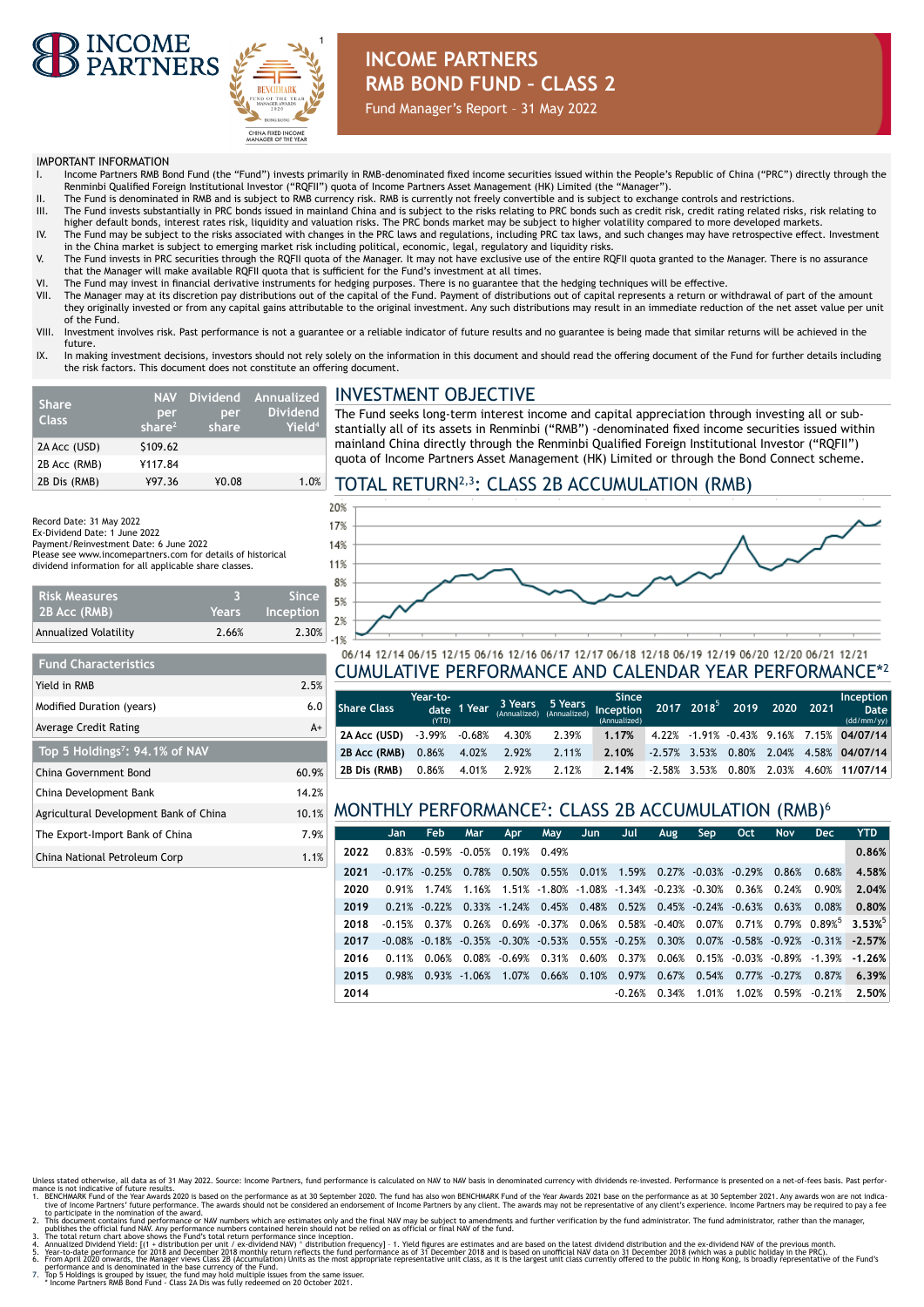# INCOME PARTNERS RMB BOND FUND - CLASS 2

Fund Manager's Report – 31 May 2022

IMPORTANT INFORMATION

I. Income Partners RMB Bond Fund (the "Fund") invests primarily in RMB-denominated fixed income securities issued within the People's Republic of China ("PRC") directly through the Renminbi Qualified Foreign Institutional Investor ("RQFII") quota of Income Partners Asset Management (HK) Limited (the "Manager").
II. The Fund is denominated in RMB and is subject to RMB currency risk. RMB is currently not freely convertible and is subject to exchange controls and restrictions.
III. The Fund invests substantially in PRC bonds issued in mainland China and is subject to the risks relating to PRC bonds such as credit risk, credit rating related risks, risk relating to higher default bonds, interest rates risk, liquidity and valuation risks. The PRC bonds market may be subject to higher volatility compared to more developed markets.
IV. The Fund may be subject to the risks associated with changes in the PRC laws and regulations, including PRC tax laws, and such changes may have retrospective effect. Investment in the China market is subject to emerging market risk including political, economic, legal, regulatory and liquidity risks.
V. The Fund invests in PRC securities through the RQFII quota of the Manager. It may not have exclusive use of the entire RQFII quota granted to the Manager. There is no assurance that the Manager will make available RQFII quota that is sufficient for the Fund's investment at all times.
VI. The Fund may invest in financial derivative instruments for hedging purposes. There is no guarantee that the hedging techniques will be effective.
VII. The Manager may at its discretion pay distributions out of the capital of the Fund. Payment of distributions out of capital represents a return or withdrawal of part of the amount they originally invested or from any capital gains attributable to the original investment. Any such distributions may result in an immediate reduction of the net asset value per unit of the Fund.
VIII. Investment involves risk. Past performance is not a guarantee or a reliable indicator of future results and no guarantee is being made that similar returns will be achieved in the future.
IX. In making investment decisions, investors should not rely solely on the information in this document and should read the offering document of the Fund for further details including the risk factors. This document does not constitute an offering document.

| Share Class | NAV per share[2] | Dividend per share | Annualized Dividend Yield[4] |
|---|---|---|---|
| 2A Acc (USD) | $109.62 | | |
| 2B Acc (RMB) | ¥117.84 | | |
| 2B Dis (RMB) | ¥97.36 | ¥0.08 | 1.0% |

Record Date: 31 May 2022
Ex-Dividend Date: 1 June 2022
Payment/Reinvestment Date: 6 June 2022
Please see www.incomepartners.com for details of historical dividend information for all applicable share classes.

| Risk Measures 2B Acc (RMB) | 3 Years | Since Inception |
|---|---|---|
| Annualized Volatility | 2.66% | 2.30% |

| Fund Characteristics | |
|---|---|
| Yield in RMB | 2.5% |
| Modified Duration (years) | 6.0 |
| Average Credit Rating | A+ |

| Top 5 Holdings[7]: 94.1% of NAV | |
|---|---|
| China Government Bond | 60.9% |
| China Development Bank | 14.2% |
| Agricultural Development Bank of China | 10.1% |
| The Export-Import Bank of China | 7.9% |
| China National Petroleum Corp | 1.1% |

## INVESTMENT OBJECTIVE

The Fund seeks long-term interest income and capital appreciation through investing all or substantially all of its assets in Renminbi ("RMB") -denominated fixed income securities issued within mainland China directly through the Renminbi Qualified Foreign Institutional Investor ("RQFII") quota of Income Partners Asset Management (HK) Limited or through the Bond Connect scheme.

## TOTAL RETURN[2,3]: CLASS 2B ACCUMULATION (RMB)

## CUMULATIVE PERFORMANCE AND CALENDAR YEAR PERFORMANCE*[2]

| Share Class | Year-to-date (YTD) | 1 Year | 3 Years (Annualized) | 5 Years (Annualized) | Since Inception (Annualized) | 2017 | 2018[5] | 2019 | 2020 | 2021 | Inception Date (dd/mm/yy) |
|---|---|---|---|---|---|---|---|---|---|---|---|
| 2A Acc (USD) | -3.99% | -0.68% | 4.30% | 2.39% | 1.17% | 4.22% | -1.91% | -0.43% | 9.16% | 7.15% | 04/07/14 |
| 2B Acc (RMB) | 0.86% | 4.02% | 2.92% | 2.11% | 2.10% | -2.57% | 3.53% | 0.80% | 2.04% | 4.58% | 04/07/14 |
| 2B Dis (RMB) | 0.86% | 4.01% | 2.92% | 2.12% | 2.14% | -2.58% | 3.53% | 0.80% | 2.03% | 4.60% | 11/07/14 |

## MONTHLY PERFORMANCE[2]: CLASS 2B ACCUMULATION (RMB)[6]

| | Jan | Feb | Mar | Apr | May | Jun | Jul | Aug | Sep | Oct | Nov | Dec | YTD |
|---|---|---|---|---|---|---|---|---|---|---|---|---|---|
| 2022 | 0.83% | -0.59% | -0.05% | 0.19% | 0.49% | | | | | | | | 0.86% |
| 2021 | -0.17% | -0.25% | 0.78% | 0.50% | 0.55% | 0.01% | 1.59% | 0.27% | -0.03% | -0.29% | 0.86% | 0.68% | 4.58% |
| 2020 | 0.91% | 1.74% | 1.16% | 1.51% | -1.80% | -1.08% | -1.34% | -0.23% | -0.30% | 0.36% | 0.24% | 0.90% | 2.04% |
| 2019 | 0.21% | -0.22% | 0.33% | -1.24% | 0.45% | 0.48% | 0.52% | 0.45% | -0.24% | -0.63% | 0.63% | 0.08% | 0.80% |
| 2018 | -0.15% | 0.37% | 0.26% | 0.69% | -0.37% | 0.06% | 0.58% | -0.40% | 0.07% | 0.71% | 0.79% | 0.89%[5] | 3.53%[5] |
| 2017 | -0.08% | -0.18% | -0.35% | -0.30% | -0.53% | 0.55% | -0.25% | 0.30% | 0.07% | -0.58% | -0.92% | -0.31% | -2.57% |
| 2016 | 0.11% | 0.06% | 0.08% | -0.69% | 0.31% | 0.60% | 0.37% | 0.06% | 0.15% | -0.03% | -0.89% | -1.39% | -1.26% |
| 2015 | 0.98% | 0.93% | -1.06% | 1.07% | 0.66% | 0.10% | 0.97% | 0.67% | 0.54% | 0.77% | -0.27% | 0.87% | 6.39% |
| 2014 | | | | | | | -0.26% | 0.34% | 1.01% | 1.02% | 0.59% | -0.21% | 2.50% |

Unless stated otherwise, all data as of 31 May 2022. Source: Income Partners, fund performance is calculated on NAV to NAV basis in denominated currency with dividends re-invested. Performance is presented on a net-of-fees basis. Past performance is not indicative of future results.

1. BENCHMARK Fund of the Year Awards 2020 is based on the performance as at 30 September 2020. The fund has also won BENCHMARK Fund of the Year Awards 2021 base on the performance as at 30 September 2021. Any awards won are not indicative of Income Partners' future performance. The awards should not be considered an endorsement of Income Partners by any client. The awards may not be representative of any client's experience. Income Partners may be required to pay a fee to participate in the nomination of the award.
2. This document contains fund performance or NAV numbers which are estimates only and the final NAV may be subject to amendments and further verification by the fund administrator. The fund administrator, rather than the manager, publishes the official fund NAV. Any performance numbers contained herein should not be relied on as official or final NAV of the fund.
3. The total return chart above shows the Fund's total return performance since inception.
4. Annualized Dividend Yield: [(1 + distribution per unit / ex-dividend NAV) ^ distribution frequency] – 1. Yield figures are estimates and are based on the latest dividend distribution and the ex-dividend NAV of the previous month.
5. Year-to-date performance for 2018 and December 2018 monthly return reflects the fund performance as of 31 December 2018 and is based on unofficial NAV data on 31 December 2018 (which was a public holiday in the PRC).
6. From April 2020 onwards, the Manager views Class 2B (Accumulation) Units as the most appropriate representative unit class, as it is the largest unit class currently offered to the public in Hong Kong, is broadly representative of the Fund's performance and is denominated in the base currency of the Fund.
7. Top 5 Holdings is grouped by issuer, the fund may hold multiple issues from the same issuer.

\* Income Partners RMB Bond Fund - Class 2A Dis was fully redeemed on 20 October 2021.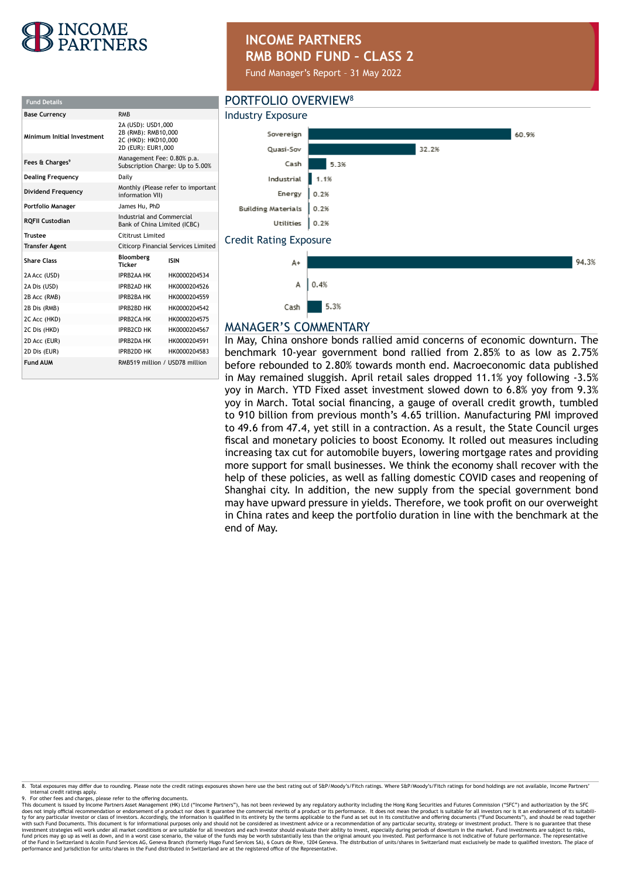# INCOME PARTNERS

## INCOME PARTNERS RMB BOND FUND – CLASS 2

Fund Manager's Report – 31 May 2022

| Fund Details | | |
|---|---|---|
| Base Currency | RMB | |
| Minimum Initial Investment | 2A (USD): USD1,000<br>2B (RMB): RMB10,000<br>2C (HKD): HKD10,000<br>2D (EUR): EUR1,000 | |
| Fees & Charges[9] | Management Fee: 0.80% p.a.<br>Subscription Charge: Up to 5.00% | |
| Dealing Frequency | Daily | |
| Dividend Frequency | Monthly (Please refer to important information VII) | |
| Portfolio Manager | James Hu, PhD | |
| RQFII Custodian | Industrial and Commercial Bank of China Limited (ICBC) | |
| Trustee | Cititrust Limited | |
| Transfer Agent | Citicorp Financial Services Limited | |
| Share Class | Bloomberg Ticker | ISIN |
| 2A Acc (USD) | IPRB2AA HK | HK0000204534 |
| 2A Dis (USD) | IPRB2AD HK | HK0000204526 |
| 2B Acc (RMB) | IPRB2BA HK | HK0000204559 |
| 2B Dis (RMB) | IPRB2BD HK | HK0000204542 |
| 2C Acc (HKD) | IPRB2CA HK | HK0000204575 |
| 2C Dis (HKD) | IPRB2CD HK | HK0000204567 |
| 2D Acc (EUR) | IPRB2DA HK | HK0000204591 |
| 2D Dis (EUR) | IPRB2DD HK | HK0000204583 |
| Fund AUM | RMB519 million / USD78 million | |

## PORTFOLIO OVERVIEW[8]

### Industry Exposure

Sovereign 60.9%
Quasi-Sov 32.2%
Cash 5.3%
Industrial 1.1%
Energy 0.2%
Building Materials 0.2%
Utilities 0.2%

### Credit Rating Exposure

A+ 94.3%
A 0.4%
Cash 5.3%

## MANAGER'S COMMENTARY

In May, China onshore bonds rallied amid concerns of economic downturn. The benchmark 10-year government bond rallied from 2.85% to as low as 2.75% before rebounded to 2.80% towards month end. Macroeconomic data published in May remained sluggish. April retail sales dropped 11.1% yoy following -3.5% yoy in March. YTD Fixed asset investment slowed down to 6.8% yoy from 9.3% yoy in March. Total social financing, a gauge of overall credit growth, tumbled to 910 billion from previous month's 4.65 trillion. Manufacturing PMI improved to 49.6 from 47.4, yet still in a contraction. As a result, the State Council urges fiscal and monetary policies to boost Economy. It rolled out measures including increasing tax cut for automobile buyers, lowering mortgage rates and providing more support for small businesses. We think the economy shall recover with the help of these policies, as well as falling domestic COVID cases and reopening of Shanghai city. In addition, the new supply from the special government bond may have upward pressure in yields. Therefore, we took profit on our overweight in China rates and keep the portfolio duration in line with the benchmark at the end of May.

8. Total exposures may differ due to rounding. Please note the credit ratings exposures shown here use the best rating out of S&P/Moody's/Fitch ratings. Where S&P/Moody's/Fitch ratings for bond holdings are not available, Income Partners' internal credit ratings apply.
9. For other fees and charges, please refer to the offering documents.

This document is issued by Income Partners Asset Management (HK) Ltd ("Income Partners"), has not been reviewed by any regulatory authority including the Hong Kong Securities and Futures Commission ("SFC") and authorization by the SFC does not imply official recommendation or endorsement of a product nor does it guarantee the commercial merits of a product or its performance. It does not mean the product is suitable for all investors nor is it an endorsement of its suitability for any particular investor or class of investors. Accordingly, the information is qualified in its entirety by the terms applicable to the Fund as set out in its constitutive and offering documents ("Fund Documents"), and should be read together with such Fund Documents. This document is for informational purposes only and should not be considered as investment advice or a recommendation of any particular security, strategy or investment product. There is no guarantee that these investment strategies will work under all market conditions or are suitable for all investors and each investor should evaluate their ability to invest, especially during periods of downturn in the market. Fund investments are subject to risks, fund prices may go up as well as down, and in a worst case scenario, the value of the funds may be worth substantially less than the original amount you invested. Past performance is not indicative of future performance. The representative of the Fund in Switzerland is Acolin Fund Services AG, Geneva Branch (formerly Hugo Fund Services SA), 6 Cours de Rive, 1204 Geneva. The distribution of units/shares in Switzerland must exclusively be made to qualified investors. The place of performance and jurisdiction for units/shares in the Fund distributed in Switzerland are at the registered office of the Representative.